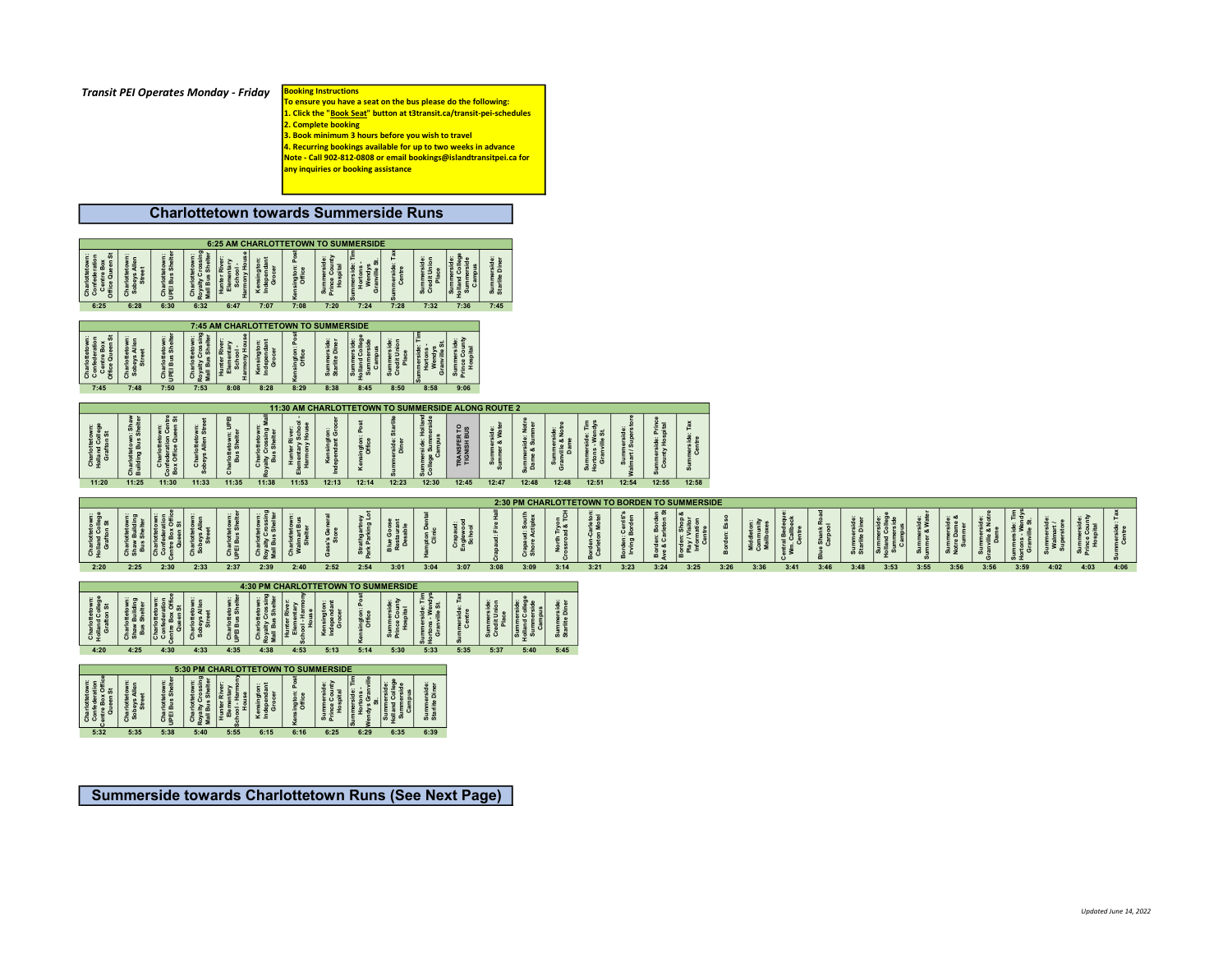*Transit PEI Operates Monday - Friday*

**Booking Instructions**
**To ensure you have a seat on the bus please do the following:**
**1. Click the "Book Seat" button at t3transit.ca/transit-pei-schedules**
**2. Complete booking**
**3. Book minimum 3 hours before you wish to travel**
**4. Recurring bookings available for up to two weeks in advance**
**Note - Call 902-812-0808 or email bookings@islandtransitpei.ca for any inquiries or booking assistance**

## Charlottetown towards Summerside Runs

**6:25 AM CHARLOTTETOWN TO SUMMERSIDE**

| Charlottetown: Confederation Centre Box Office Queen St | Charlottetown: Sobeys Allen Street | Charlottetown: UPEI Bus Shelter | Charlottetown: Royalty Crossing Mall Bus Shelter | Hunter River: Elementary School - Harmony House | Kensington: Independant Grocer | Kensington: Post Office | Summerside: Prince County Hospital | Summerside: Tim Hortons - Wendys Granville St. | Summerside: Tax Centre | Summerside: Credit Union Place | Summerside: Holland College Summerside Campus | Summerside: Starlite Diner |
|---|---|---|---|---|---|---|---|---|---|---|---|---|
| 6:25 | 6:28 | 6:30 | 6:32 | 6:47 | 7:07 | 7:08 | 7:20 | 7:24 | 7:28 | 7:32 | 7:36 | 7:45 |

**7:45 AM CHARLOTTETOWN TO SUMMERSIDE**

| Charlottetown: Confederation Centre Box Office Queen St | Charlottetown: Sobeys Allen Street | Charlottetown: UPEI Bus Shelter | Charlottetown: Royalty Crossing Mall Bus Shelter | Hunter River: Elementary School - Harmony House | Kensington: Independant Grocer | Kensington: Post Office | Summerside: Starlite Diner | Summerside: Holland College Summerside Campus | Summerside: Credit Union Place | Summerside: Tim Hortons - Wendys Granville St. | Summerside: Prince County Hospital |
|---|---|---|---|---|---|---|---|---|---|---|---|
| 7:45 | 7:48 | 7:50 | 7:53 | 8:08 | 8:28 | 8:29 | 8:38 | 8:45 | 8:50 | 8:58 | 9:06 |

**11:30 AM CHARLOTTETOWN TO SUMMERSIDE ALONG ROUTE 2**

| Charlottetown: Holland College Grafton St | Charlottetown: Shaw Building Bus Shelter | Charlottetown: Confederation Centre Box Office Queen St | Charlottetown: Sobeys Allen Street | Charlottetown: UPEI Bus Shelter | Charlottetown: Royalty Crossing Mall Bus Shelter | Hunter River: Elementary School - Harmony House | Kensington: Independant Grocer | Kensington: Post Office | Summerside: Starlite Diner | Summerside: Holland College Summerside Campus | TRANSFER TO TIGNISH BUS | Summerside: Summer & Water | Summerside: Notre Dame & Summer | Summerside: Granville & Notre Dame | Summerside: Tim Hortons - Wendys Granville St. | Summerside: Walmart / Superstore | Summerside: Prince County Hospital | Summerside: Tax Centre |
|---|---|---|---|---|---|---|---|---|---|---|---|---|---|---|---|---|---|---|
| 11:20 | 11:25 | 11:30 | 11:33 | 11:35 | 11:38 | 11:53 | 12:13 | 12:14 | 12:23 | 12:30 | 12:45 | 12:47 | 12:48 | 12:48 | 12:51 | 12:54 | 12:55 | 12:58 |

**2:30 PM CHARLOTTETOWN TO BORDEN TO SUMMERSIDE**

| Charlottetown: Holland College Grafton St | Charlottetown: Shaw Building Bus Shelter | Charlottetown: Confederation Centre Box Office Queen St | Charlottetown: Sobeys Allen Street | Charlottetown: UPEI Bus Shelter | Charlottetown: Royalty Crossing Mall Bus Shelter | Charlottetown: Walmart Bus Shelter | Gass's General Store | Strathgartney Park Parking Lot | Blue Goose Restaurant Desable | Hampton Dental Clinic | Crapaud: Englewood School | Crapaud: Fire Hall | Crapaud: South Shore Actiplex | North Tryon Crossroad & TCH | Borden-Carleton: Carleton Motel | Borden: Cardi's Irving Borden | Borden: Borden Ave & Carleton St | Borden: Shop & Play / Visitor Information Centre | Borden: Esso | Middleton: Community Mailboxes | Central Bedeque: Wm. Callbeck Centre | Blue Shank Road Carpool | Summerside: Starlite Diner | Summerside: Holland College Summerside Campus | Summerside: Summer & Water | Summerside: Notre Dame & Summer | Summerside: Granville & Notre Dame | Summerside: Tim Hortons - Wendys Granville St. | Summerside: Walmart / Superstore | Summerside: Prince County Hospital | Summerside: Tax Centre |
|---|---|---|---|---|---|---|---|---|---|---|---|---|---|---|---|---|---|---|---|---|---|---|---|---|---|---|---|---|---|---|---|
| 2:20 | 2:25 | 2:30 | 2:33 | 2:37 | 2:39 | 2:40 | 2:52 | 2:54 | 3:01 | 3:04 | 3:07 | 3:08 | 3:09 | 3:14 | 3:21 | 3:23 | 3:24 | 3:25 | 3:26 | 3:36 | 3:41 | 3:46 | 3:48 | 3:53 | 3:55 | 3:56 | 3:56 | 3:59 | 4:02 | 4:03 | 4:06 |

**4:30 PM CHARLOTTETOWN TO SUMMERSIDE**

| Charlottetown: Holland College Grafton St | Charlottetown: Shaw Building Bus Shelter | Charlottetown: Confederation Centre Box Office Queen St | Charlottetown: Sobeys Allen Street | Charlottetown: UPEI Bus Shelter | Charlottetown: Royalty Crossing Mall Bus Shelter | Hunter River: Elementary School - Harmony House | Kensington: Independant Grocer | Kensington: Post Office | Summerside: Prince County Hospital | Summerside: Tim Hortons - Wendys Granville St. | Summerside: Tax Centre | Summerside: Credit Union Place | Summerside: Holland College Summerside Campus | Summerside: Starlite Diner |
|---|---|---|---|---|---|---|---|---|---|---|---|---|---|---|
| 4:20 | 4:25 | 4:30 | 4:33 | 4:35 | 4:38 | 4:53 | 5:13 | 5:14 | 5:30 | 5:33 | 5:35 | 5:37 | 5:40 | 5:45 |

**5:30 PM CHARLOTTETOWN TO SUMMERSIDE**

| Charlottetown: Confederation Centre Box Office Queen St | Charlottetown: Sobeys Allen Street | Charlottetown: UPEI Bus Shelter | Charlottetown: Royalty Crossing Mall Bus Shelter | Hunter River: Elementary School - Harmony House | Kensington: Independant Grocer | Kensington: Post Office | Summerside: Prince County Hospital | Summerside: Tim Hortons - Wendys Granville St. | Summerside: Holland College Summerside Campus | Summerside: Starlite Diner |
|---|---|---|---|---|---|---|---|---|---|---|
| 5:32 | 5:35 | 5:38 | 5:40 | 5:55 | 6:15 | 6:16 | 6:25 | 6:29 | 6:35 | 6:39 |

## Summerside towards Charlottetown Runs (See Next Page)

*Updated June 14, 2022*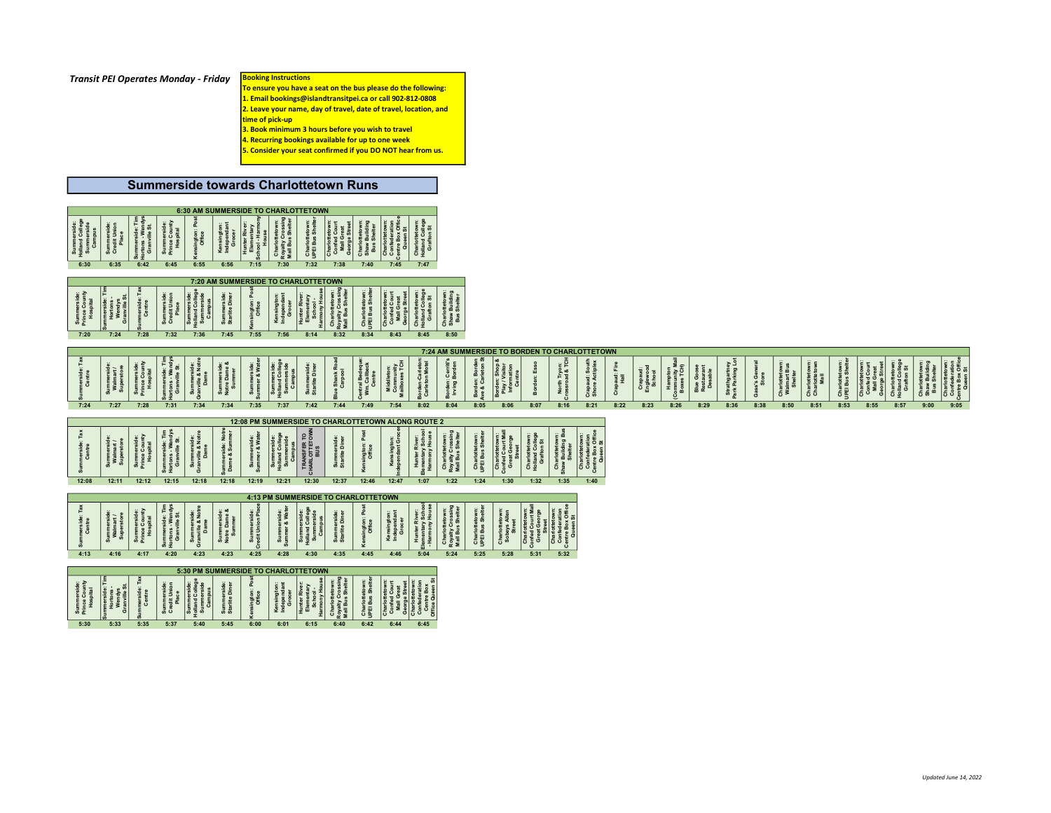*Transit PEI Operates Monday - Friday*

**Booking Instructions**
**To ensure you have a seat on the bus please do the following:**
**1. Email bookings@islandtransitpei.ca or call 902-812-0808**
**2. Leave your name, day of travel, date of travel, location, and time of pick-up**
**3. Book minimum 3 hours before you wish to travel**
**4. Recurring bookings available for up to one week**
**5. Consider your seat confirmed if you DO NOT hear from us.**

## Summerside towards Charlottetown Runs

### 6:30 AM SUMMERSIDE TO CHARLOTTETOWN

| Summerside: Holland College Summerside Campus | Summerside: Credit Union Place | Summerside: Tim Hortons - Wendys Granville St. | Summerside: Prince County Hospital | Kensington: Post Office | Kensington: Independant Grocer | Hunter River: Elementary School - Harmony House | Charlottetown: Royalty Crossing Mall Bus Shelter | Charlottetown: UPEI Bus Shelter | Charlottetown: Confed Court Mall Great George Street | Charlottetown: Shaw Building Bus Shelter | Charlottetown: Confederation Centre Box Office Queen St | Charlottetown: Holland College Grafton St |
|---|---|---|---|---|---|---|---|---|---|---|---|---|
| 6:30 | 6:35 | 6:42 | 6:45 | 6:55 | 6:56 | 7:15 | 7:30 | 7:32 | 7:38 | 7:40 | 7:45 | 7:47 |

### 7:20 AM SUMMERSIDE TO CHARLOTTETOWN

| Summerside: Prince County Hospital | Summerside: Tim Hortons - Wendys Granville St. | Summerside: Tax Centre | Summerside: Credit Union Place | Summerside: Holland College Summerside Campus | Summerside: Starlite Diner | Kensington: Post Office | Kensington: Independant Grocer | Hunter River: Elementary School - Harmony House | Charlottetown: Royalty Crossing Mall Bus Shelter | Charlottetown: UPEI Bus Shelter | Charlottetown: Confed Court Mall Great George Street | Charlottetown: Holland College Grafton St | Charlottetown: Shaw Building Bus Shelter |
|---|---|---|---|---|---|---|---|---|---|---|---|---|---|
| 7:20 | 7:24 | 7:28 | 7:32 | 7:36 | 7:45 | 7:55 | 7:56 | 8:14 | 8:32 | 8:34 | 8:43 | 8:45 | 8:50 |

### 7:24 AM SUMMERSIDE TO BORDEN TO CHARLOTTETOWN

| Summerside: Tax Centre | Summerside: Walmart / Superstore | Summerside: Prince County Hospital | Summerside: Tim Hortons - Wendys Granville St. | Summerside: Granville & Notre Dame | Summerside: Notre Dame & Summer | Summerside: Summer & Water | Summerside: Holland College Summerside Campus | Summerside: Starlite Diner | Blue Shank Road Carpool | Central Bedeque: Wm. Callbeck Centre | Middleton: Community Mailboxes TCH | Borden-Carleton: Carleton Motel | Borden: Cerrill's Irving Borden | Borden: Borden Ave & Carleton St | Borden: Shop & Play / Visitor Information Centre | Borden: Esso | North Tryon: Crossroad & TCH | Crapaud: South Shore Actiplex | Crapaud: Fire Hall | Crapaud: Englewood School | Hampton (Community Mail Boxes TCH) | Blue Goose Restaurant Desable | Strathgartney Park Parking Lot | Gass's General Store | Charlottetown: Walmart Bus Shelter | Charlottetown: Charlottetown Mall | Charlottetown: UPEI Bus Shelter | Charlottetown: Confed Court Mall Great George Street | Charlottetown: Holland College Grafton St | Charlottetown: Shaw Building Bus Shelter | Charlottetown: Confederation Centre Box Office Queen St |
|---|---|---|---|---|---|---|---|---|---|---|---|---|---|---|---|---|---|---|---|---|---|---|---|---|---|---|---|---|---|---|---|
| 7:24 | 7:27 | 7:28 | 7:31 | 7:34 | 7:34 | 7:35 | 7:37 | 7:42 | 7:44 | 7:49 | 7:54 | 8:02 | 8:04 | 8:05 | 8:06 | 8:07 | 8:16 | 8:21 | 8:22 | 8:23 | 8:26 | 8:29 | 8:36 | 8:38 | 8:50 | 8:51 | 8:53 | 8:55 | 8:57 | 9:00 | 9:05 |

### 12:08 PM SUMMERSIDE TO CHARLOTTETOWN ALONG ROUTE 2

| Summerside: Tax Centre | Summerside: Walmart / Superstore | Summerside: Prince County Hospital | Summerside: Tim Hortons - Wendys Granville St. | Summerside: Granville & Notre Dame | Summerside: Notre Dame & Summer | Summerside: Summer & Water | Summerside: Holland College Summerside Campus | TRANSFER TO CHARLOTTETOWN BUS | Summerside: Starlite Diner | Kensington: Post Office | Kensington: Independent Grocer | Hunter River: Elementary School Harmony House | Charlottetown: Royalty Crossing Mall Bus Shelter | Charlottetown: UPEI Bus Shelter | Charlottetown: Confed Court Mall Great George Street | Charlottetown: Holland College Grafton St | Charlottetown: Shaw Building Bus Shelter | Charlottetown: Confederation Centre Box Office Queen St |
|---|---|---|---|---|---|---|---|---|---|---|---|---|---|---|---|---|---|---|
| 12:08 | 12:11 | 12:12 | 12:15 | 12:18 | 12:18 | 12:19 | 12:21 | 12:30 | 12:37 | 12:46 | 12:47 | 1:07 | 1:22 | 1:24 | 1:30 | 1:32 | 1:35 | 1:40 |

### 4:13 PM SUMMERSIDE TO CHARLOTTETOWN

| Summerside: Tax Centre | Summerside: Walmart / Superstore | Summerside: Prince County Hospital | Summerside: Tim Hortons - Wendys Granville St. | Summerside: Granville & Notre Dame | Summerside: Notre Dame & Summer | Summerside: Credit Union Place | Summerside: Summer & Water | Summerside: Holland College Summerside Campus | Summerside: Starlite Diner | Kensington: Post Office | Kensington: Independant Grocer | Hunter River: Elementary School -Harmony House | Charlottetown: Royalty Crossing Mall Bus Shelter | Charlottetown: UPEI Bus Shelter | Charlottetown: Sobeys Allen Street | Charlottetown: Confed Court Mall Great George Street | Charlottetown: Confederation Centre Box Office Queen St |
|---|---|---|---|---|---|---|---|---|---|---|---|---|---|---|---|---|---|
| 4:13 | 4:16 | 4:17 | 4:20 | 4:23 | 4:23 | 4:25 | 4:28 | 4:30 | 4:35 | 4:45 | 4:46 | 5:04 | 5:24 | 5:25 | 5:28 | 5:31 | 5:32 |

### 5:30 PM SUMMERSIDE TO CHARLOTTETOWN

| Summerside: Prince County Hospital | Summerside: Tim Hortons - Wendys Granville St. | Summerside: Tax Centre | Summerside: Credit Union Place | Summerside: Holland College Summerside Campus | Summerside: Starlite Diner | Kensington: Post Office | Kensington: Independant Grocer | Hunter River: Elementary School Harmony House | Charlottetown: Royalty Crossing Mall Bus Shelter | Charlottetown: UPEI Bus Shelter | Charlottetown: Confed Court Mall Great George Street | Charlottetown: Confederation Centre Box Office Queen St |
|---|---|---|---|---|---|---|---|---|---|---|---|---|
| 5:30 | 5:33 | 5:35 | 5:37 | 5:40 | 5:45 | 6:00 | 6:01 | 6:15 | 6:40 | 6:42 | 6:44 | 6:45 |

*Updated June 14, 2022*